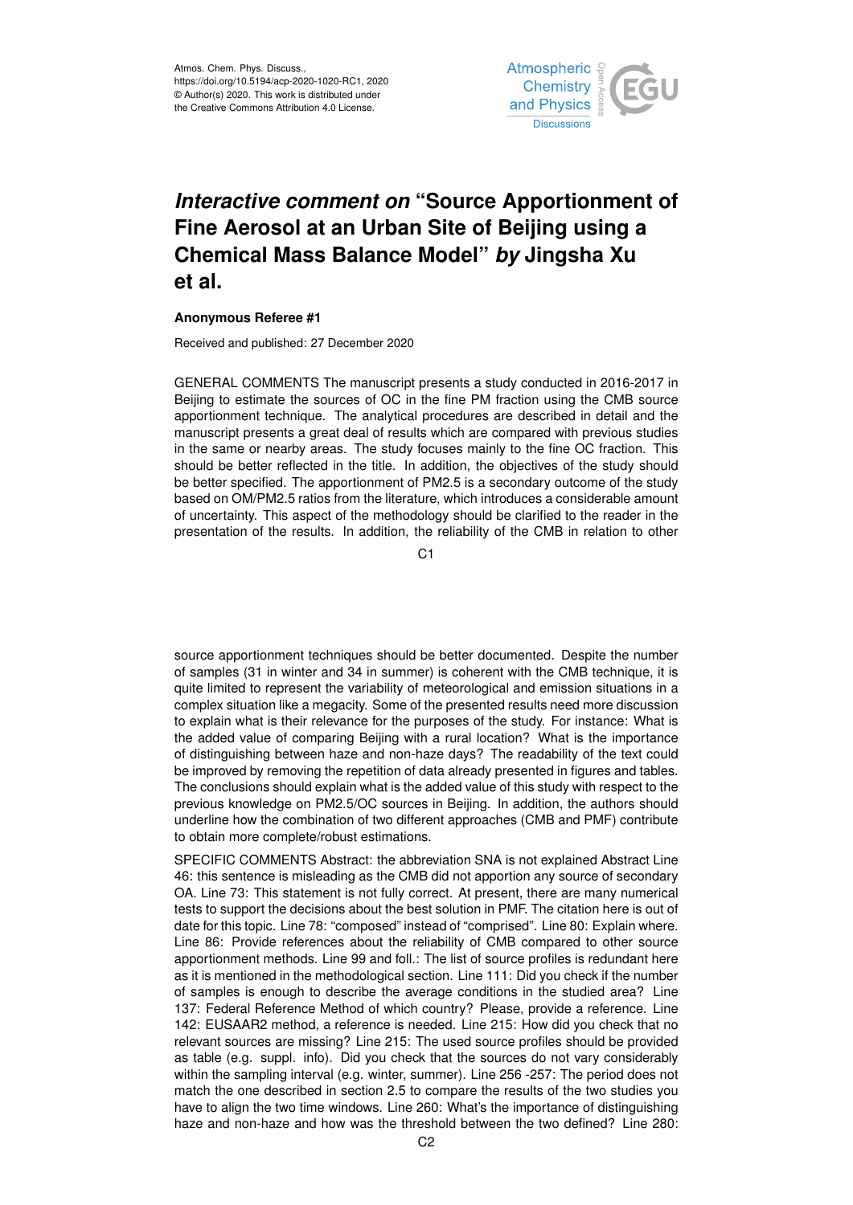# *Interactive comment on* "Source Apportionment of Fine Aerosol at an Urban Site of Beijing using a Chemical Mass Balance Model" *by* Jingsha Xu et al.

**Anonymous Referee #1**

Received and published: 27 December 2020

GENERAL COMMENTS The manuscript presents a study conducted in 2016-2017 in Beijing to estimate the sources of OC in the fine PM fraction using the CMB source apportionment technique. The analytical procedures are described in detail and the manuscript presents a great deal of results which are compared with previous studies in the same or nearby areas. The study focuses mainly to the fine OC fraction. This should be better reflected in the title. In addition, the objectives of the study should be better specified. The apportionment of PM2.5 is a secondary outcome of the study based on OM/PM2.5 ratios from the literature, which introduces a considerable amount of uncertainty. This aspect of the methodology should be clarified to the reader in the presentation of the results. In addition, the reliability of the CMB in relation to other source apportionment techniques should be better documented. Despite the number of samples (31 in winter and 34 in summer) is coherent with the CMB technique, it is quite limited to represent the variability of meteorological and emission situations in a complex situation like a megacity. Some of the presented results need more discussion to explain what is their relevance for the purposes of the study. For instance: What is the added value of comparing Beijing with a rural location? What is the importance of distinguishing between haze and non-haze days? The readability of the text could be improved by removing the repetition of data already presented in figures and tables. The conclusions should explain what is the added value of this study with respect to the previous knowledge on PM2.5/OC sources in Beijing. In addition, the authors should underline how the combination of two different approaches (CMB and PMF) contribute to obtain more complete/robust estimations.

SPECIFIC COMMENTS Abstract: the abbreviation SNA is not explained Abstract Line 46: this sentence is misleading as the CMB did not apportion any source of secondary OA. Line 73: This statement is not fully correct. At present, there are many numerical tests to support the decisions about the best solution in PMF. The citation here is out of date for this topic. Line 78: "composed" instead of "comprised". Line 80: Explain where. Line 86: Provide references about the reliability of CMB compared to other source apportionment methods. Line 99 and foll.: The list of source profiles is redundant here as it is mentioned in the methodological section. Line 111: Did you check if the number of samples is enough to describe the average conditions in the studied area? Line 137: Federal Reference Method of which country? Please, provide a reference. Line 142: EUSAAR2 method, a reference is needed. Line 215: How did you check that no relevant sources are missing? Line 215: The used source profiles should be provided as table (e.g. suppl. info). Did you check that the sources do not vary considerably within the sampling interval (e.g. winter, summer). Line 256 -257: The period does not match the one described in section 2.5 to compare the results of the two studies you have to align the two time windows. Line 260: What's the importance of distinguishing haze and non-haze and how was the threshold between the two defined? Line 280: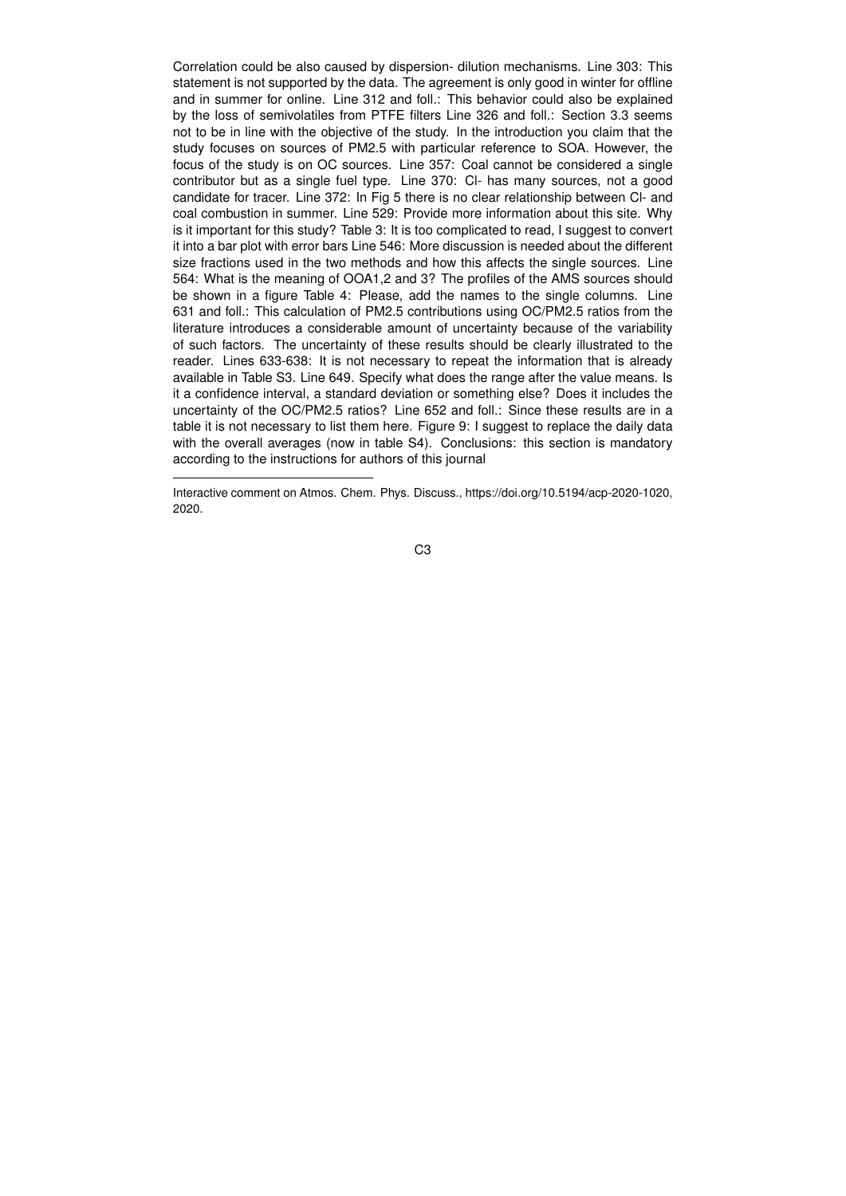Correlation could be also caused by dispersion- dilution mechanisms. Line 303: This statement is not supported by the data. The agreement is only good in winter for offline and in summer for online. Line 312 and foll.: This behavior could also be explained by the loss of semivolatiles from PTFE filters Line 326 and foll.: Section 3.3 seems not to be in line with the objective of the study. In the introduction you claim that the study focuses on sources of PM2.5 with particular reference to SOA. However, the focus of the study is on OC sources. Line 357: Coal cannot be considered a single contributor but as a single fuel type. Line 370: Cl- has many sources, not a good candidate for tracer. Line 372: In Fig 5 there is no clear relationship between Cl- and coal combustion in summer. Line 529: Provide more information about this site. Why is it important for this study? Table 3: It is too complicated to read, I suggest to convert it into a bar plot with error bars Line 546: More discussion is needed about the different size fractions used in the two methods and how this affects the single sources. Line 564: What is the meaning of OOA1,2 and 3? The profiles of the AMS sources should be shown in a figure Table 4: Please, add the names to the single columns. Line 631 and foll.: This calculation of PM2.5 contributions using OC/PM2.5 ratios from the literature introduces a considerable amount of uncertainty because of the variability of such factors. The uncertainty of these results should be clearly illustrated to the reader. Lines 633-638: It is not necessary to repeat the information that is already available in Table S3. Line 649. Specify what does the range after the value means. Is it a confidence interval, a standard deviation or something else? Does it includes the uncertainty of the OC/PM2.5 ratios? Line 652 and foll.: Since these results are in a table it is not necessary to list them here. Figure 9: I suggest to replace the daily data with the overall averages (now in table S4). Conclusions: this section is mandatory according to the instructions for authors of this journal

---

Interactive comment on Atmos. Chem. Phys. Discuss., https://doi.org/10.5194/acp-2020-1020, 2020.